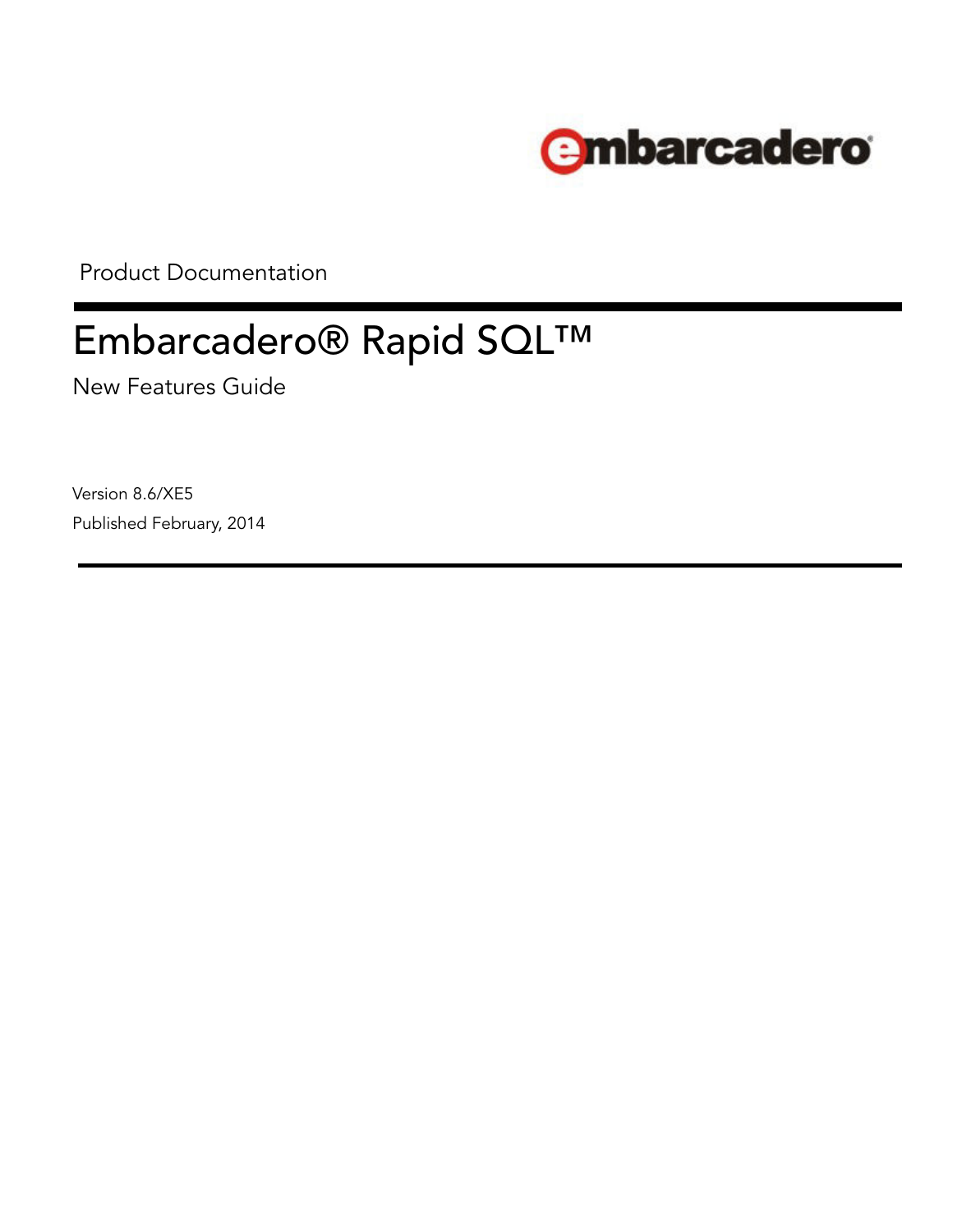embarcadero

Product Documentation

# Embarcadero® Rapid SQL™

New Features Guide

Version 8.6/XE5

Published February, 2014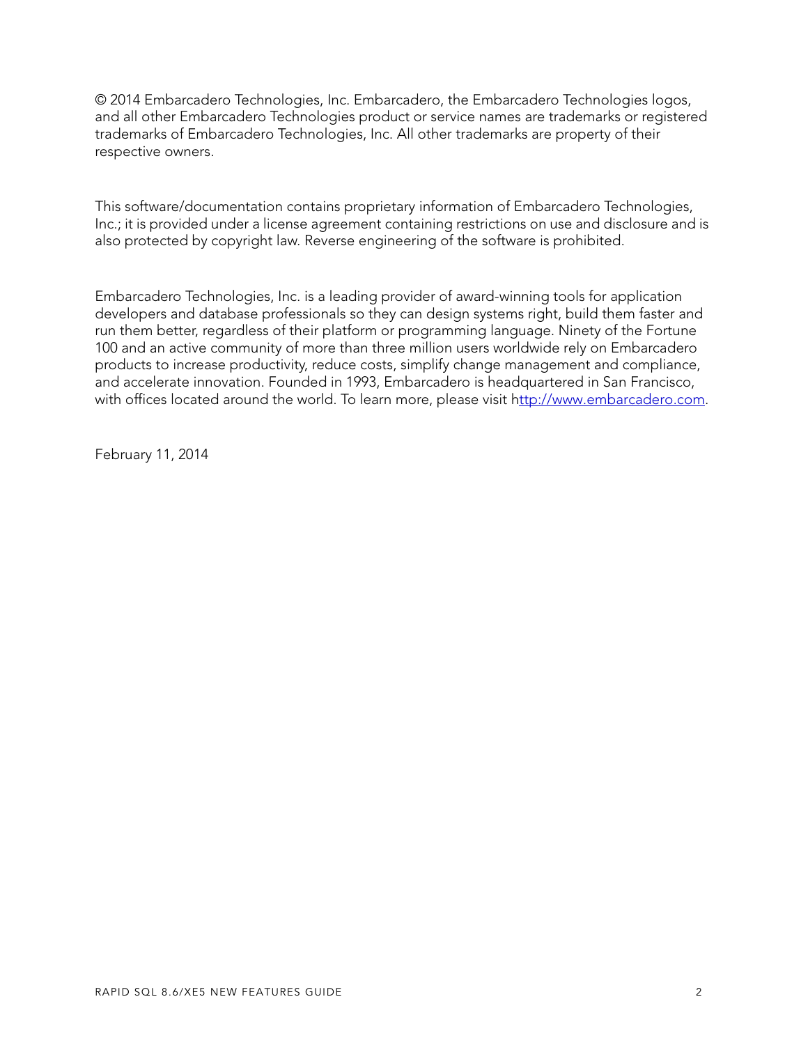© 2014 Embarcadero Technologies, Inc. Embarcadero, the Embarcadero Technologies logos, and all other Embarcadero Technologies product or service names are trademarks or registered trademarks of Embarcadero Technologies, Inc. All other trademarks are property of their respective owners.

This software/documentation contains proprietary information of Embarcadero Technologies, Inc.; it is provided under a license agreement containing restrictions on use and disclosure and is also protected by copyright law. Reverse engineering of the software is prohibited.

Embarcadero Technologies, Inc. is a leading provider of award-winning tools for application developers and database professionals so they can design systems right, build them faster and run them better, regardless of their platform or programming language. Ninety of the Fortune 100 and an active community of more than three million users worldwide rely on Embarcadero products to increase productivity, reduce costs, simplify change management and compliance, and accelerate innovation. Founded in 1993, Embarcadero is headquartered in San Francisco, with offices located around the world. To learn more, please visit http://www.embarcadero.com.

February 11, 2014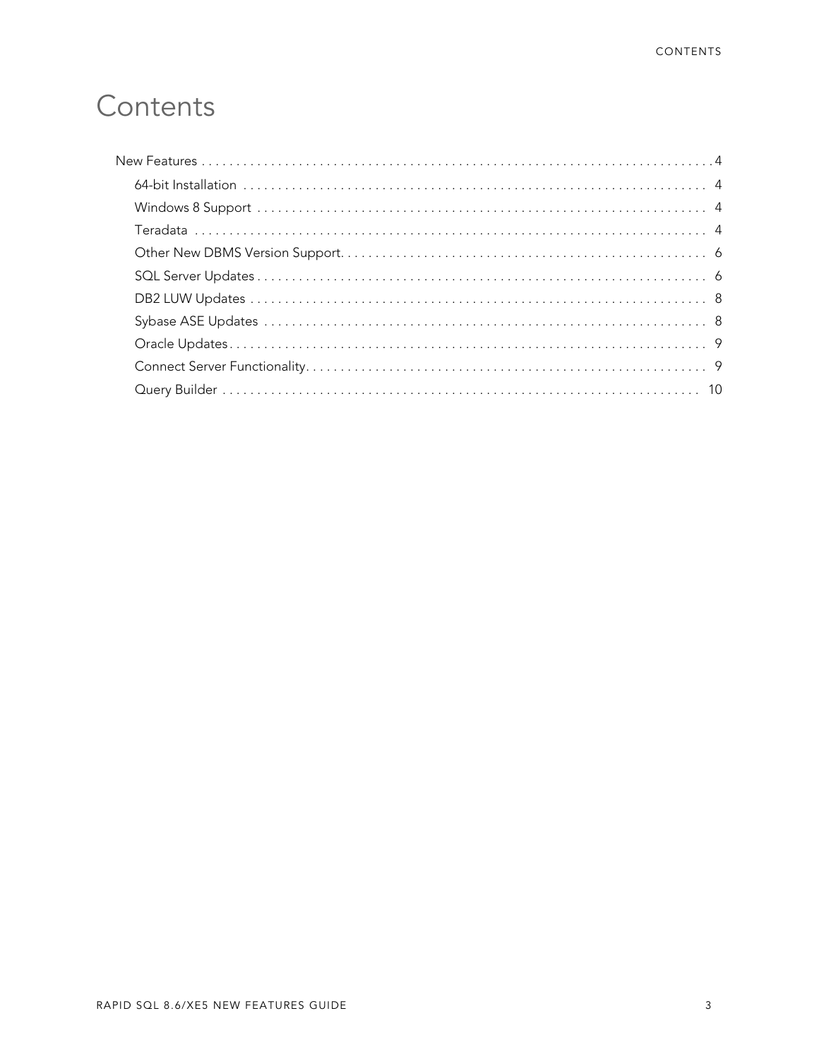# Contents

- New Features . . . . . . . . . . . . . . . . . . . . . . . . . . . . . . . . . . . . . . . . . . . . . 4
  - 64-bit Installation . . . . . . . . . . . . . . . . . . . . . . . . . . . . . . . . . . . . . . . . 4
  - Windows 8 Support . . . . . . . . . . . . . . . . . . . . . . . . . . . . . . . . . . . . . . . 4
  - Teradata . . . . . . . . . . . . . . . . . . . . . . . . . . . . . . . . . . . . . . . . . . . . 4
  - Other New DBMS Version Support. . . . . . . . . . . . . . . . . . . . . . . . . . . . . . 6
  - SQL Server Updates . . . . . . . . . . . . . . . . . . . . . . . . . . . . . . . . . . . . . . 6
  - DB2 LUW Updates . . . . . . . . . . . . . . . . . . . . . . . . . . . . . . . . . . . . . . . 8
  - Sybase ASE Updates . . . . . . . . . . . . . . . . . . . . . . . . . . . . . . . . . . . . . 8
  - Oracle Updates. . . . . . . . . . . . . . . . . . . . . . . . . . . . . . . . . . . . . . . . . 9
  - Connect Server Functionality. . . . . . . . . . . . . . . . . . . . . . . . . . . . . . . . 9
  - Query Builder . . . . . . . . . . . . . . . . . . . . . . . . . . . . . . . . . . . . . . . . . 10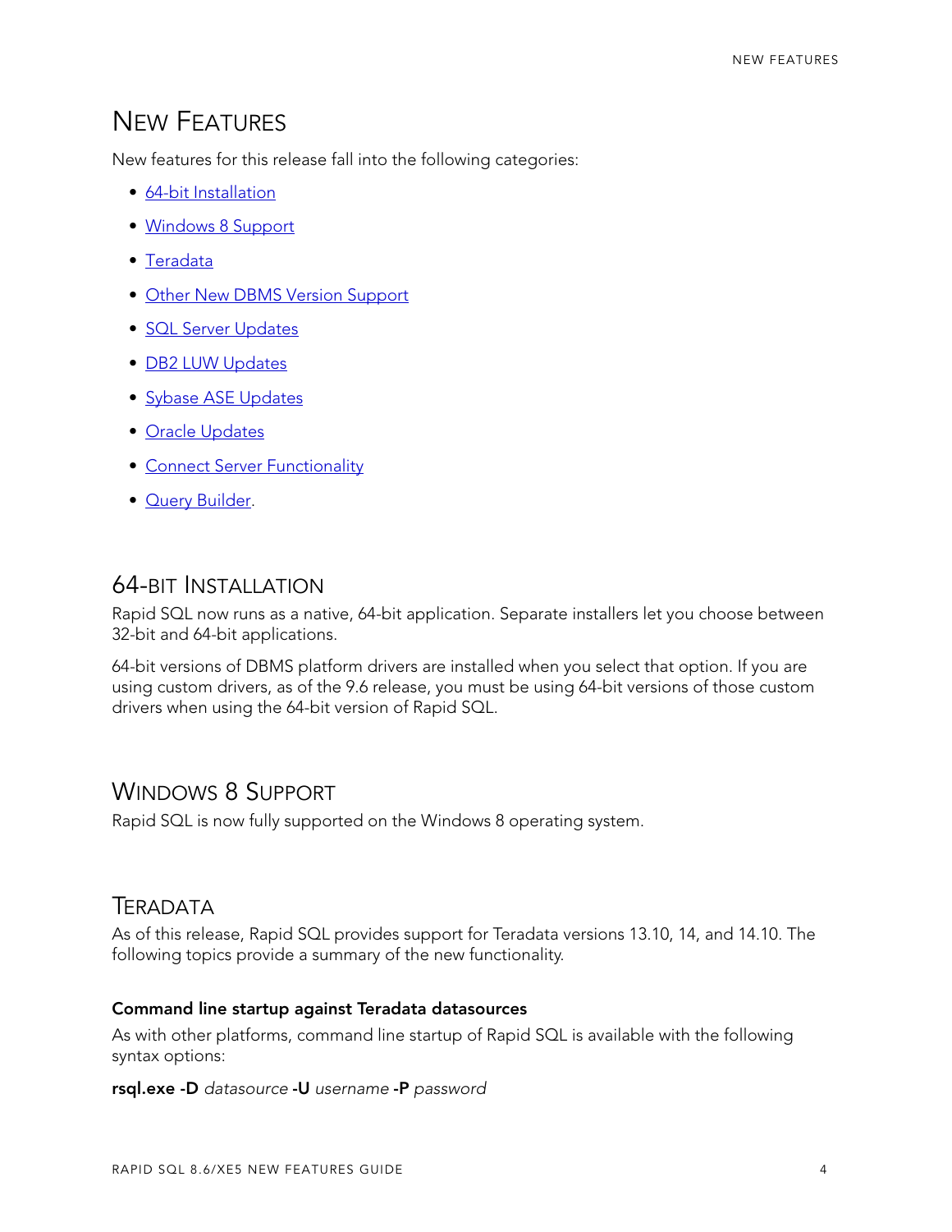# New Features

New features for this release fall into the following categories:

- 64-bit Installation
- Windows 8 Support
- Teradata
- Other New DBMS Version Support
- SQL Server Updates
- DB2 LUW Updates
- Sybase ASE Updates
- Oracle Updates
- Connect Server Functionality
- Query Builder.

## 64-bit Installation

Rapid SQL now runs as a native, 64-bit application. Separate installers let you choose between 32-bit and 64-bit applications.

64-bit versions of DBMS platform drivers are installed when you select that option. If you are using custom drivers, as of the 9.6 release, you must be using 64-bit versions of those custom drivers when using the 64-bit version of Rapid SQL.

## Windows 8 Support

Rapid SQL is now fully supported on the Windows 8 operating system.

## Teradata

As of this release, Rapid SQL provides support for Teradata versions 13.10, 14, and 14.10. The following topics provide a summary of the new functionality.

**Command line startup against Teradata datasources**

As with other platforms, command line startup of Rapid SQL is available with the following syntax options:

**rsql.exe -D** *datasource* **-U** *username* **-P** *password*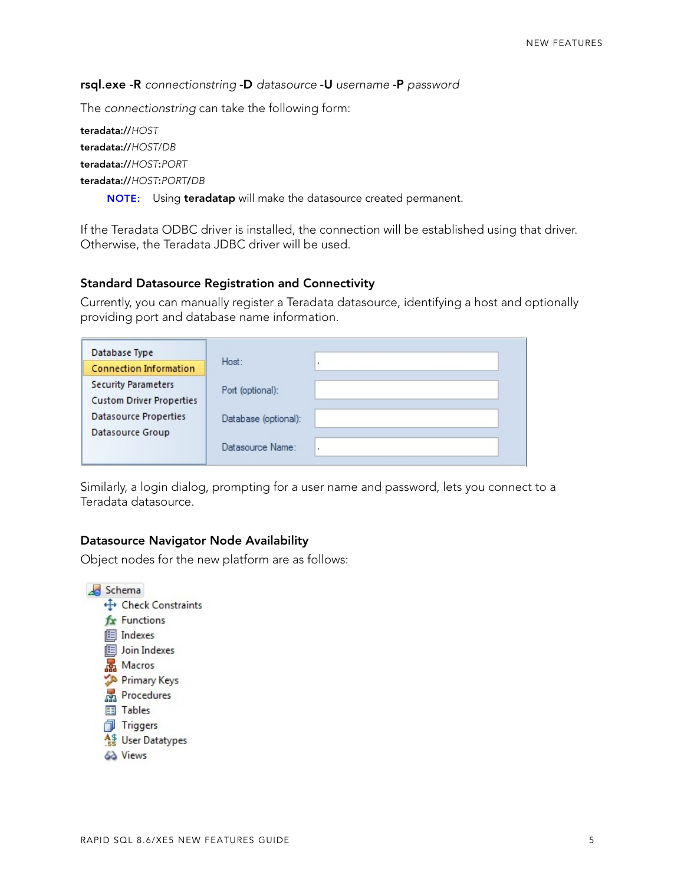**rsql.exe -R** *connectionstring* **-D** *datasource* **-U** *username* **-P** *password*

The *connectionstring* can take the following form:

**teradata://***HOST*
**teradata://***HOST*/*DB*
**teradata://***HOST*:*PORT*
**teradata://***HOST*:*PORT*/*DB*

> **NOTE:** Using **teradatap** will make the datasource created permanent.

If the Teradata ODBC driver is installed, the connection will be established using that driver. Otherwise, the Teradata JDBC driver will be used.

### Standard Datasource Registration and Connectivity

Currently, you can manually register a Teradata datasource, identifying a host and optionally providing port and database name information.

Similarly, a login dialog, prompting for a user name and password, lets you connect to a Teradata datasource.

### Datasource Navigator Node Availability

Object nodes for the new platform are as follows: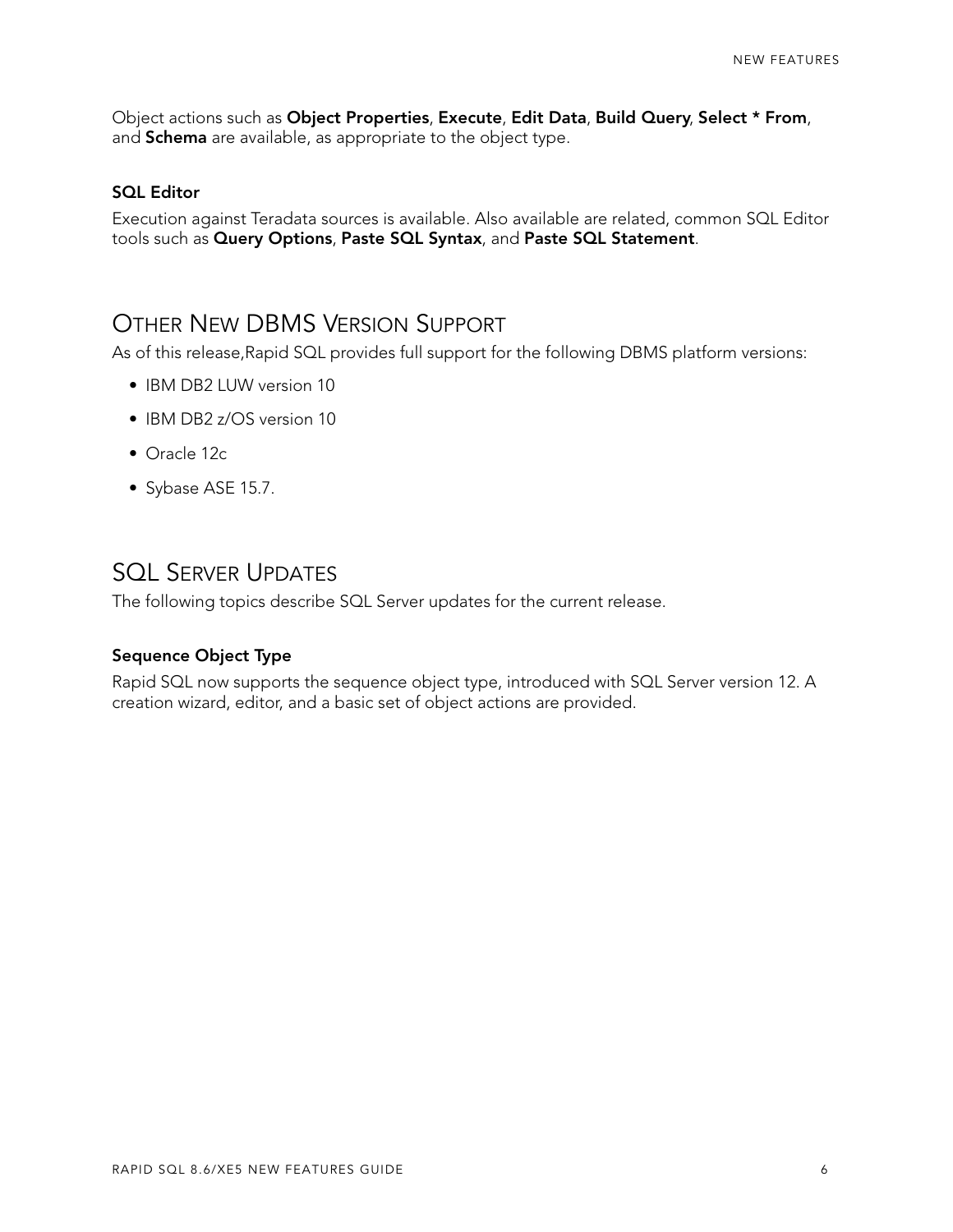Object actions such as **Object Properties**, **Execute**, **Edit Data**, **Build Query**, **Select * From**, and **Schema** are available, as appropriate to the object type.

### SQL Editor

Execution against Teradata sources is available. Also available are related, common SQL Editor tools such as **Query Options**, **Paste SQL Syntax**, and **Paste SQL Statement**.

## Other New DBMS Version Support

As of this release,Rapid SQL provides full support for the following DBMS platform versions:

- IBM DB2 LUW version 10
- IBM DB2 z/OS version 10
- Oracle 12c
- Sybase ASE 15.7.

## SQL Server Updates

The following topics describe SQL Server updates for the current release.

### Sequence Object Type

Rapid SQL now supports the sequence object type, introduced with SQL Server version 12. A creation wizard, editor, and a basic set of object actions are provided.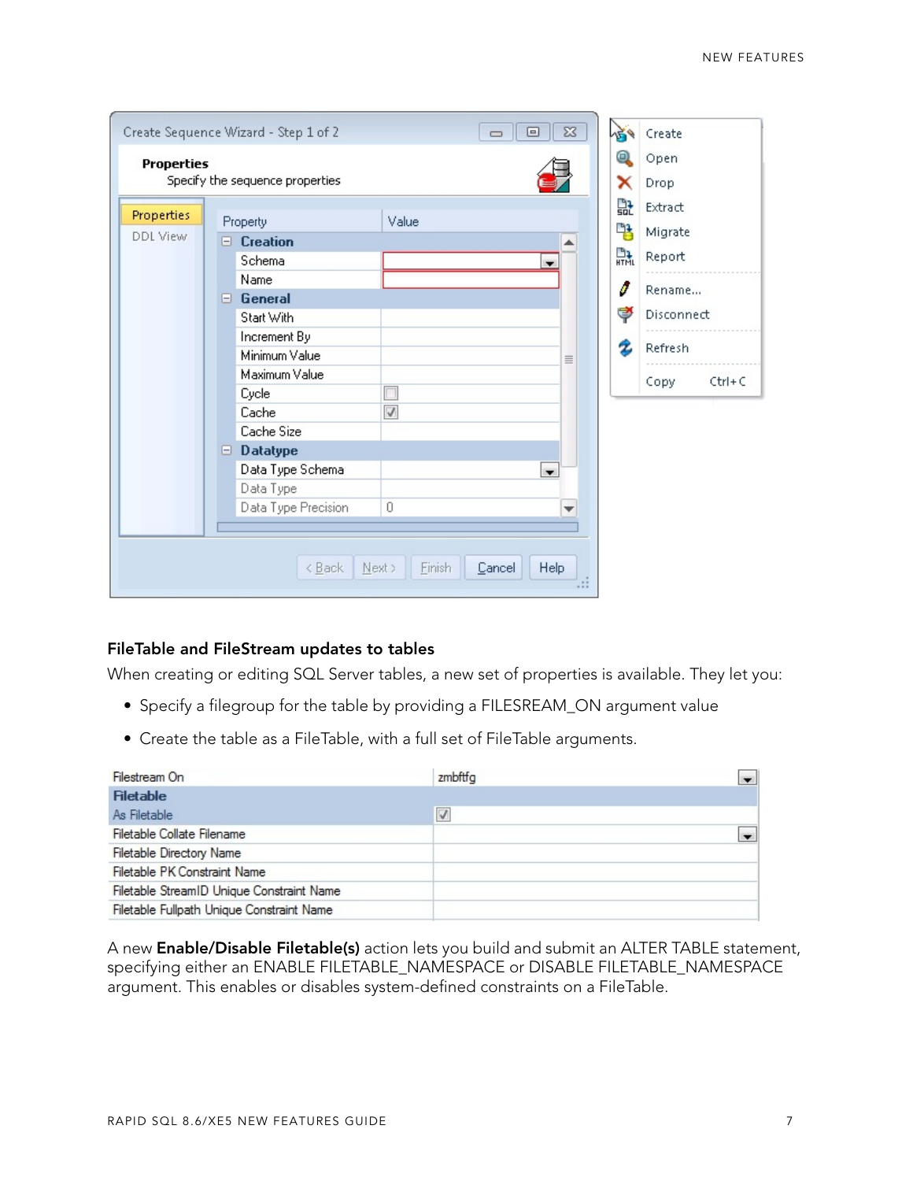## FileTable and FileStream updates to tables

When creating or editing SQL Server tables, a new set of properties is available. They let you:

- Specify a filegroup for the table by providing a FILESREAM_ON argument value
- Create the table as a FileTable, with a full set of FileTable arguments.

A new **Enable/Disable Filetable(s)** action lets you build and submit an ALTER TABLE statement, specifying either an ENABLE FILETABLE_NAMESPACE or DISABLE FILETABLE_NAMESPACE argument. This enables or disables system-defined constraints on a FileTable.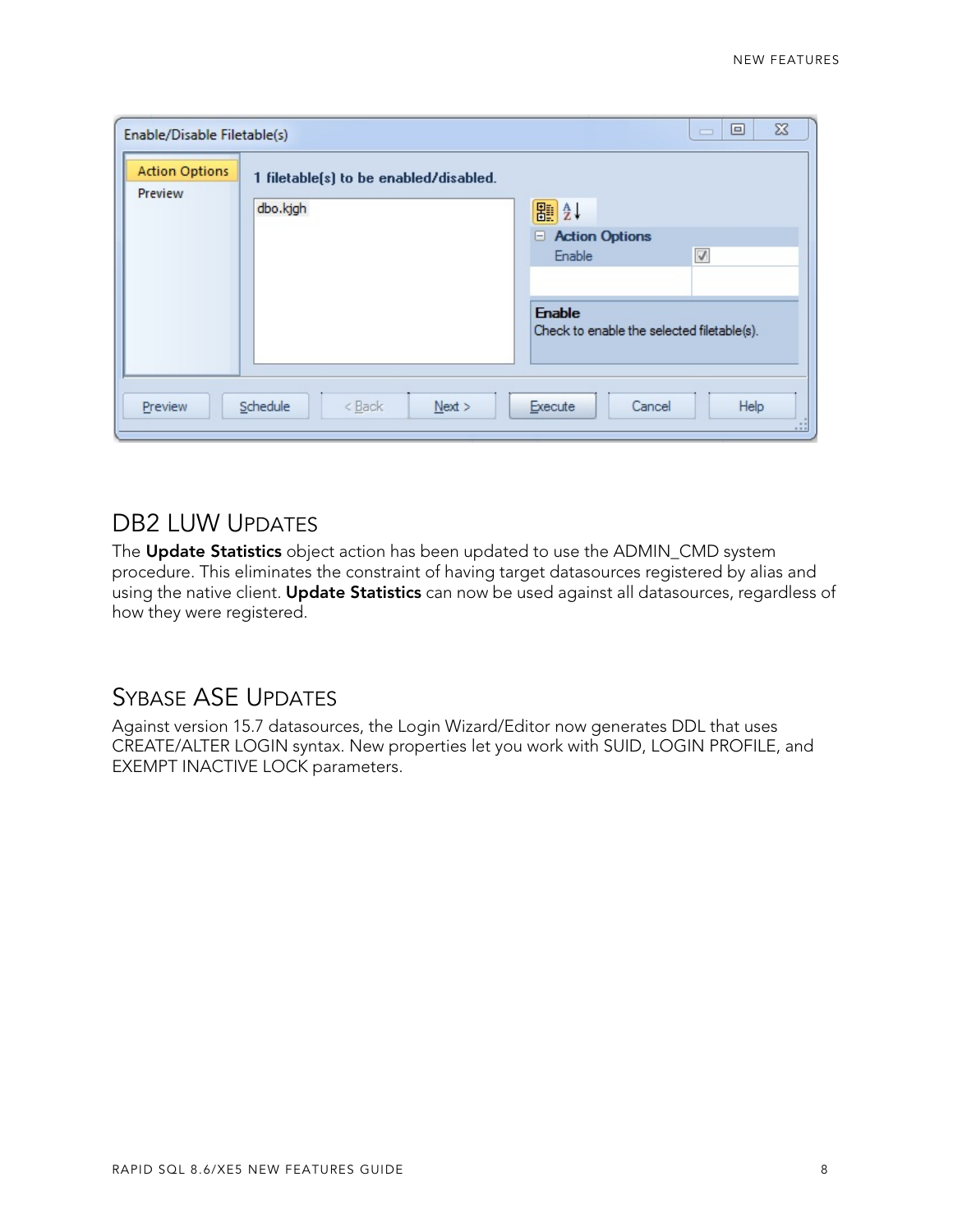## DB2 LUW Updates

The **Update Statistics** object action has been updated to use the ADMIN_CMD system procedure. This eliminates the constraint of having target datasources registered by alias and using the native client. **Update Statistics** can now be used against all datasources, regardless of how they were registered.

## Sybase ASE Updates

Against version 15.7 datasources, the Login Wizard/Editor now generates DDL that uses CREATE/ALTER LOGIN syntax. New properties let you work with SUID, LOGIN PROFILE, and EXEMPT INACTIVE LOCK parameters.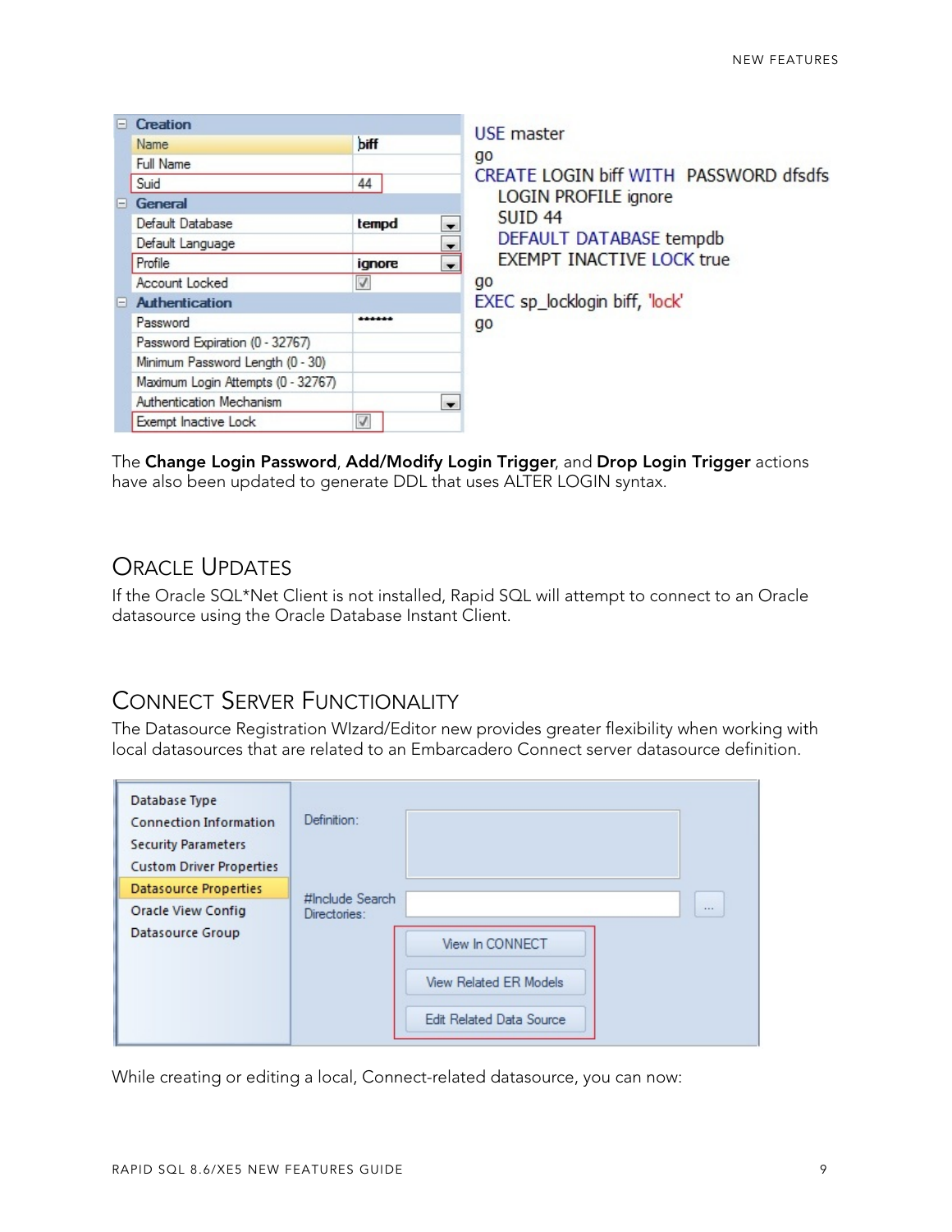```
USE master
go
CREATE LOGIN biff WITH  PASSWORD dfsdfs
    LOGIN PROFILE ignore
    SUID 44
    DEFAULT DATABASE tempdb
    EXEMPT INACTIVE LOCK true
go
EXEC sp_locklogin biff, 'lock'
go
```

The **Change Login Password**, **Add/Modify Login Trigger**, and **Drop Login Trigger** actions have also been updated to generate DDL that uses ALTER LOGIN syntax.

## Oracle Updates

If the Oracle SQL*Net Client is not installed, Rapid SQL will attempt to connect to an Oracle datasource using the Oracle Database Instant Client.

## Connect Server Functionality

The Datasource Registration WIzard/Editor new provides greater flexibility when working with local datasources that are related to an Embarcadero Connect server datasource definition.

While creating or editing a local, Connect-related datasource, you can now: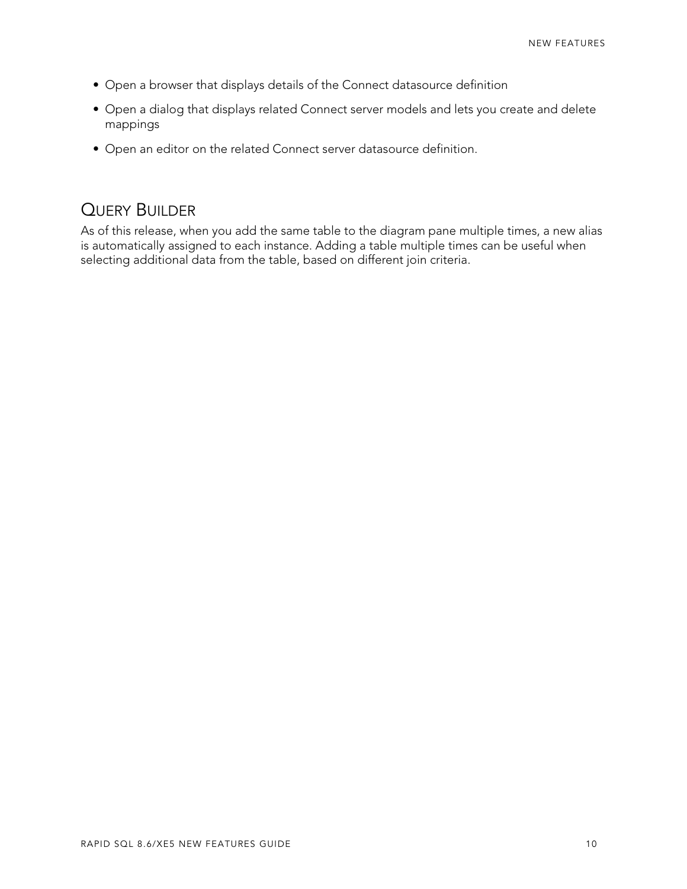- Open a browser that displays details of the Connect datasource definition
- Open a dialog that displays related Connect server models and lets you create and delete mappings
- Open an editor on the related Connect server datasource definition.

## Query Builder

As of this release, when you add the same table to the diagram pane multiple times, a new alias is automatically assigned to each instance. Adding a table multiple times can be useful when selecting additional data from the table, based on different join criteria.